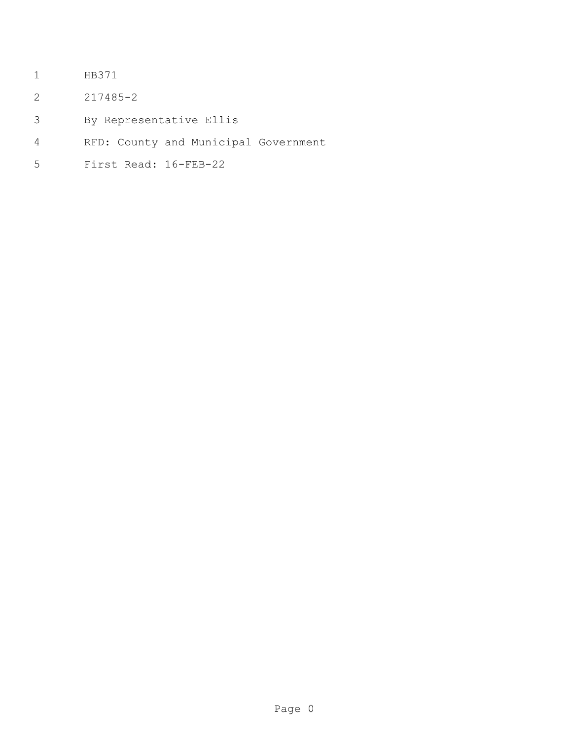HB371

217485-2

By Representative Ellis

RFD: County and Municipal Government

First Read: 16-FEB-22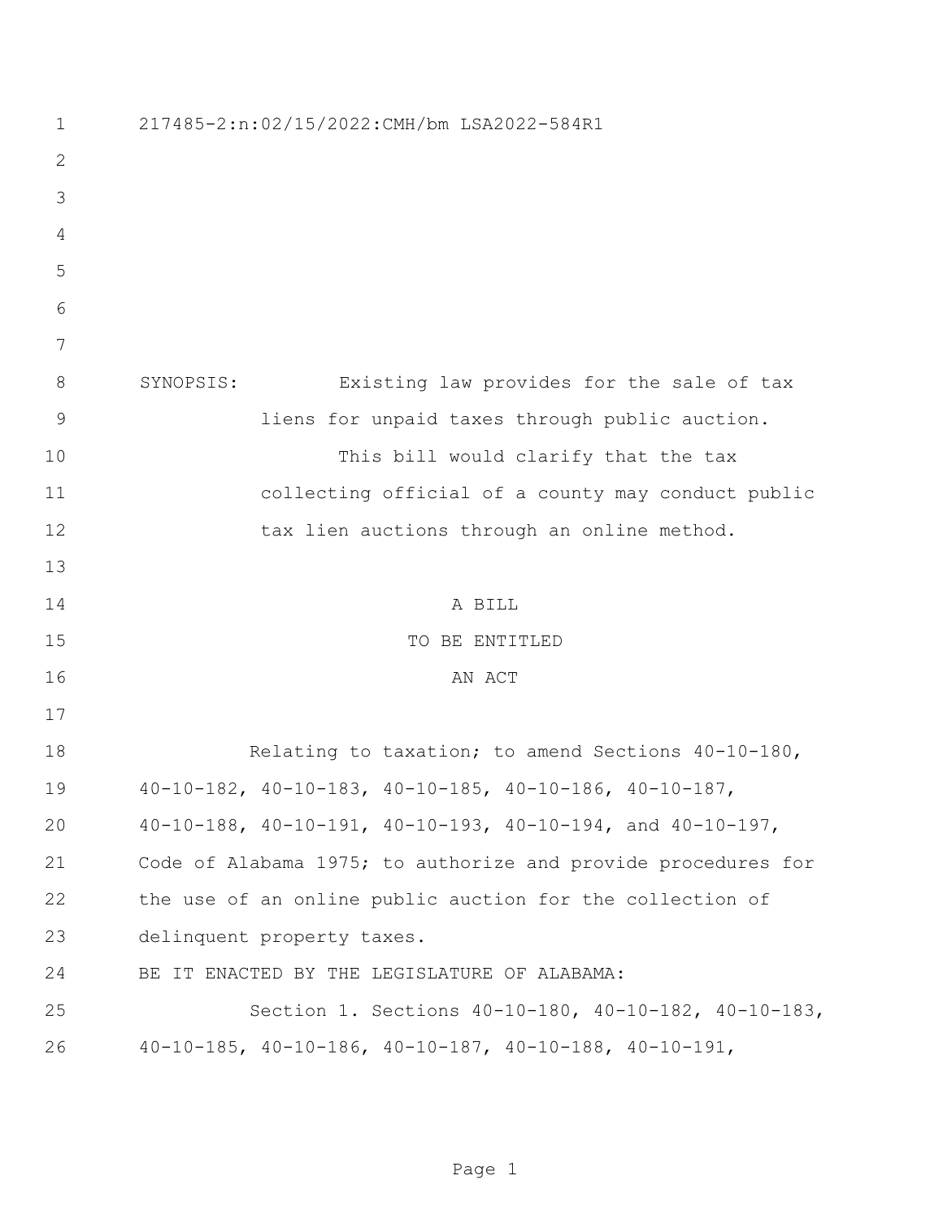217485-2:n:02/15/2022:CMH/bm LSA2022-584R1

SYNOPSIS: Existing law provides for the sale of tax liens for unpaid taxes through public auction.

This bill would clarify that the tax collecting official of a county may conduct public tax lien auctions through an online method.

A BILL

TO BE ENTITLED

AN ACT

Relating to taxation; to amend Sections 40-10-180, 40-10-182, 40-10-183, 40-10-185, 40-10-186, 40-10-187, 40-10-188, 40-10-191, 40-10-193, 40-10-194, and 40-10-197, Code of Alabama 1975; to authorize and provide procedures for the use of an online public auction for the collection of delinquent property taxes.

BE IT ENACTED BY THE LEGISLATURE OF ALABAMA:

Section 1. Sections 40-10-180, 40-10-182, 40-10-183, 40-10-185, 40-10-186, 40-10-187, 40-10-188, 40-10-191,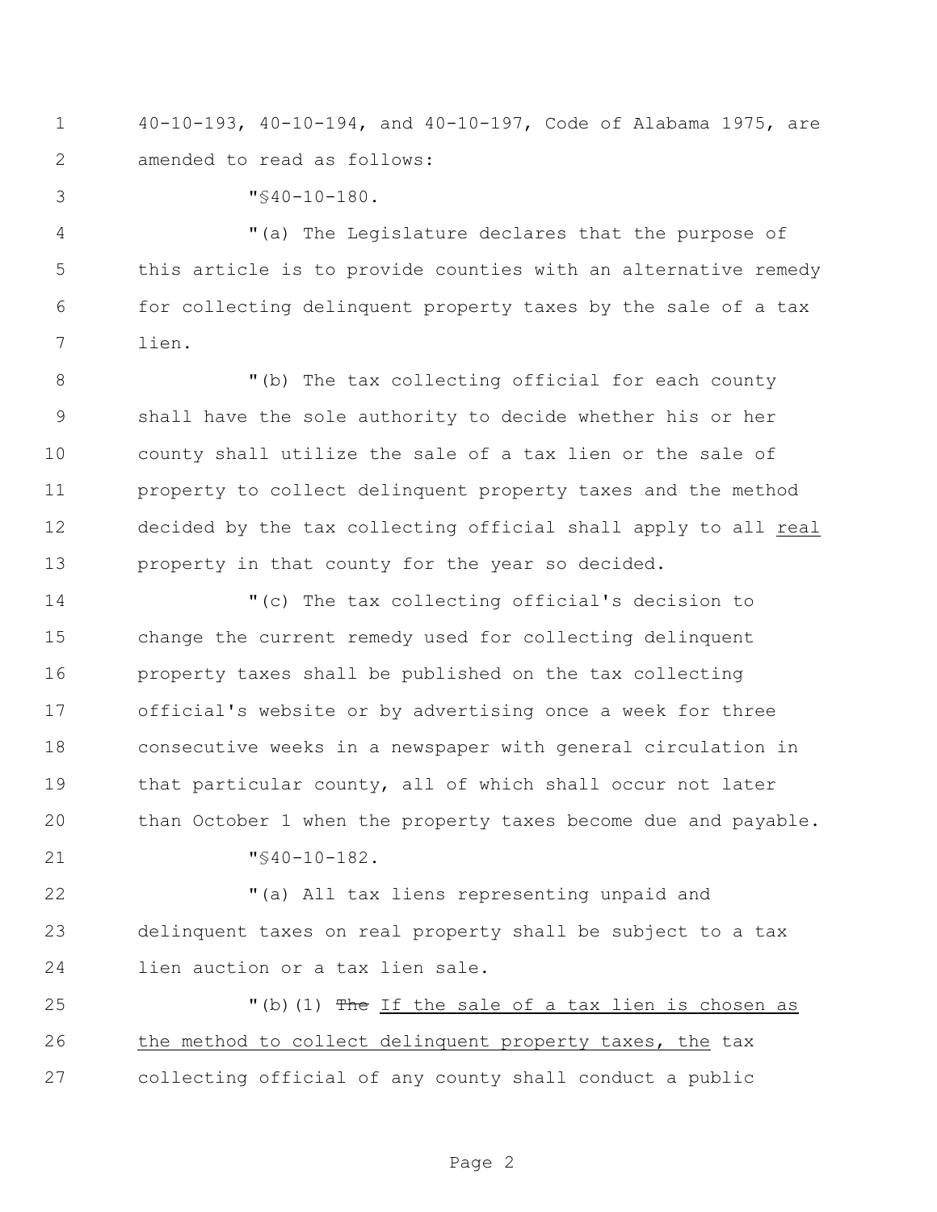40-10-193, 40-10-194, and 40-10-197, Code of Alabama 1975, are amended to read as follows:

"§40-10-180.

"(a) The Legislature declares that the purpose of this article is to provide counties with an alternative remedy for collecting delinquent property taxes by the sale of a tax lien.

"(b) The tax collecting official for each county shall have the sole authority to decide whether his or her county shall utilize the sale of a tax lien or the sale of property to collect delinquent property taxes and the method decided by the tax collecting official shall apply to all <u>real</u> property in that county for the year so decided.

"(c) The tax collecting official's decision to change the current remedy used for collecting delinquent property taxes shall be published on the tax collecting official's website or by advertising once a week for three consecutive weeks in a newspaper with general circulation in that particular county, all of which shall occur not later than October 1 when the property taxes become due and payable.

"§40-10-182.

"(a) All tax liens representing unpaid and delinquent taxes on real property shall be subject to a tax lien auction or a tax lien sale.

"(b)(1) ~~The~~ <u>If the sale of a tax lien is chosen as the method to collect delinquent property taxes, the</u> tax collecting official of any county shall conduct a public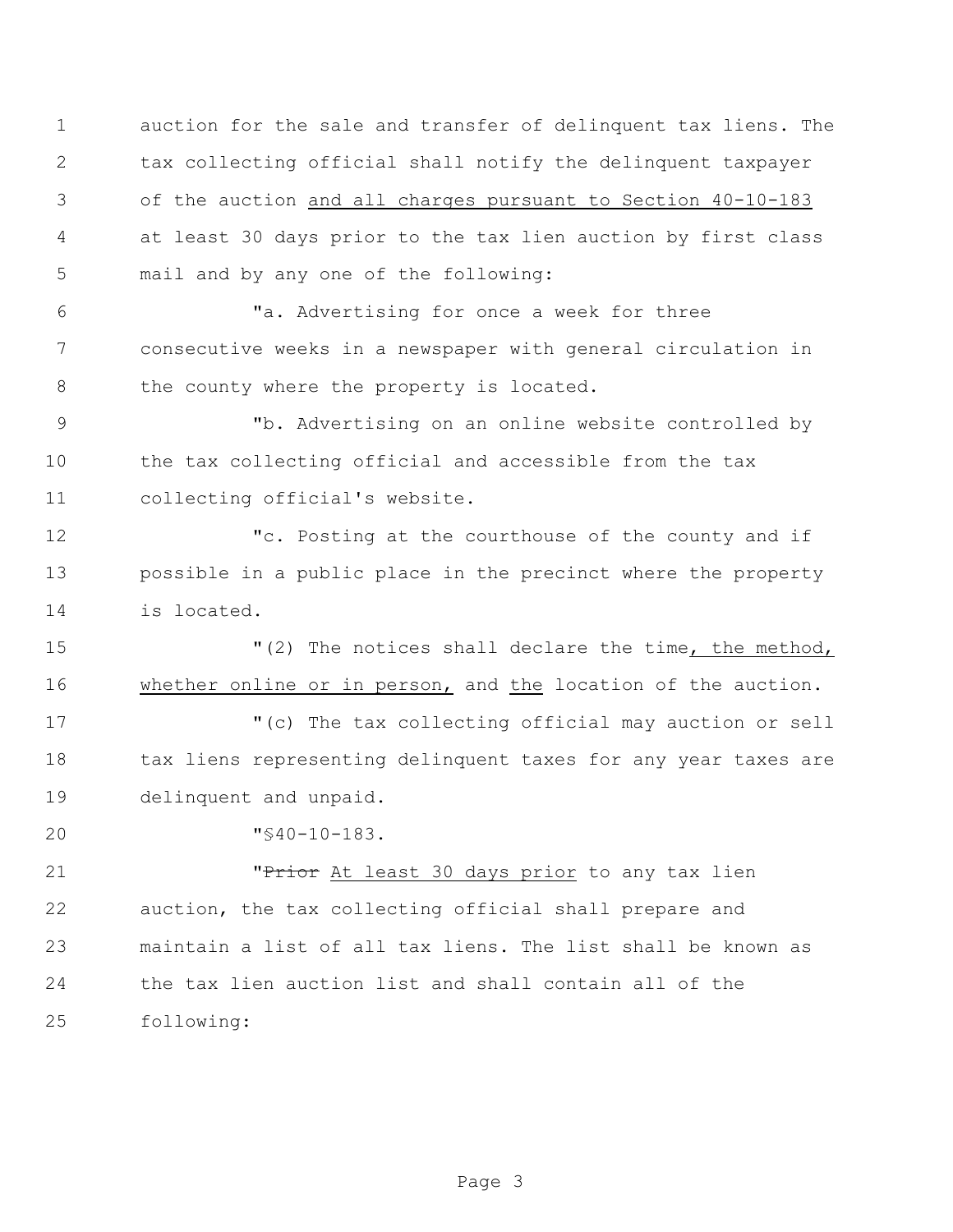auction for the sale and transfer of delinquent tax liens. The tax collecting official shall notify the delinquent taxpayer of the auction <u>and all charges pursuant to Section 40-10-183</u> at least 30 days prior to the tax lien auction by first class mail and by any one of the following:

"a. Advertising for once a week for three consecutive weeks in a newspaper with general circulation in the county where the property is located.

"b. Advertising on an online website controlled by the tax collecting official and accessible from the tax collecting official's website.

"c. Posting at the courthouse of the county and if possible in a public place in the precinct where the property is located.

"(2) The notices shall declare the time<u>, the method, whether online or in person,</u> and <u>the</u> location of the auction.

"(c) The tax collecting official may auction or sell tax liens representing delinquent taxes for any year taxes are delinquent and unpaid.

"§40-10-183.

"~~Prior~~ <u>At least 30 days prior</u> to any tax lien auction, the tax collecting official shall prepare and maintain a list of all tax liens. The list shall be known as the tax lien auction list and shall contain all of the following: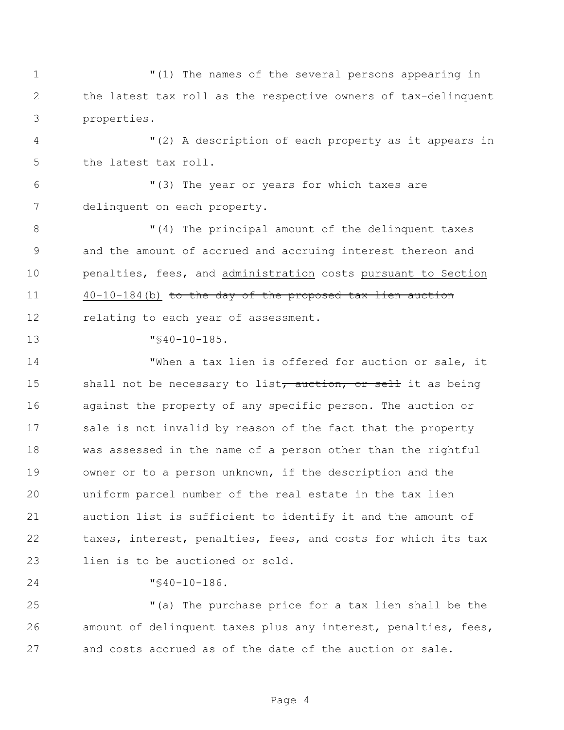"(1) The names of the several persons appearing in the latest tax roll as the respective owners of tax-delinquent properties.

"(2) A description of each property as it appears in the latest tax roll.

"(3) The year or years for which taxes are delinquent on each property.

"(4) The principal amount of the delinquent taxes and the amount of accrued and accruing interest thereon and penalties, fees, and <u>administration</u> costs <u>pursuant to Section 40-10-184(b)</u> ~~to the day of the proposed tax lien auction~~ relating to each year of assessment.

"§40-10-185.

"When a tax lien is offered for auction or sale, it shall not be necessary to list~~, auction, or sell~~ it as being against the property of any specific person. The auction or sale is not invalid by reason of the fact that the property was assessed in the name of a person other than the rightful owner or to a person unknown, if the description and the uniform parcel number of the real estate in the tax lien auction list is sufficient to identify it and the amount of taxes, interest, penalties, fees, and costs for which its tax lien is to be auctioned or sold.

"§40-10-186.

"(a) The purchase price for a tax lien shall be the amount of delinquent taxes plus any interest, penalties, fees, and costs accrued as of the date of the auction or sale.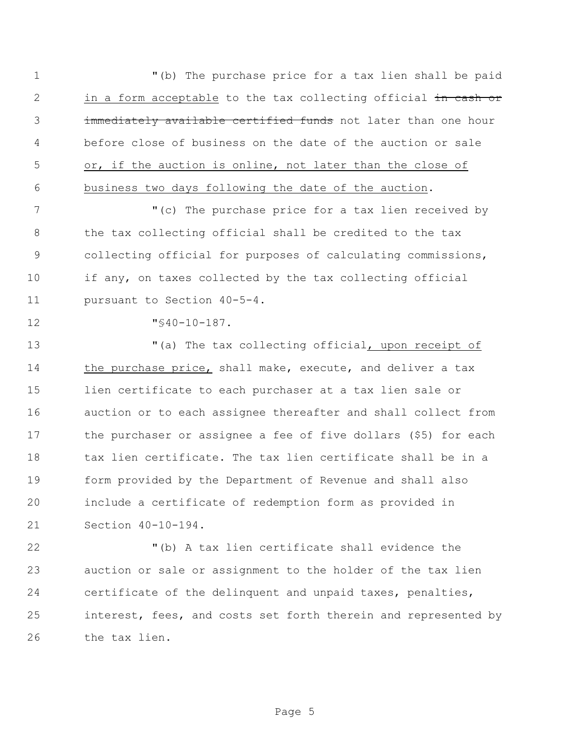"(b) The purchase price for a tax lien shall be paid in a form acceptable to the tax collecting official ~~in cash or immediately available certified funds~~ not later than one hour before close of business on the date of the auction or sale or, if the auction is online, not later than the close of business two days following the date of the auction.

"(c) The purchase price for a tax lien received by the tax collecting official shall be credited to the tax collecting official for purposes of calculating commissions, if any, on taxes collected by the tax collecting official pursuant to Section 40-5-4.

"§40-10-187.

"(a) The tax collecting official, upon receipt of the purchase price, shall make, execute, and deliver a tax lien certificate to each purchaser at a tax lien sale or auction or to each assignee thereafter and shall collect from the purchaser or assignee a fee of five dollars ($5) for each tax lien certificate. The tax lien certificate shall be in a form provided by the Department of Revenue and shall also include a certificate of redemption form as provided in Section 40-10-194.

"(b) A tax lien certificate shall evidence the auction or sale or assignment to the holder of the tax lien certificate of the delinquent and unpaid taxes, penalties, interest, fees, and costs set forth therein and represented by the tax lien.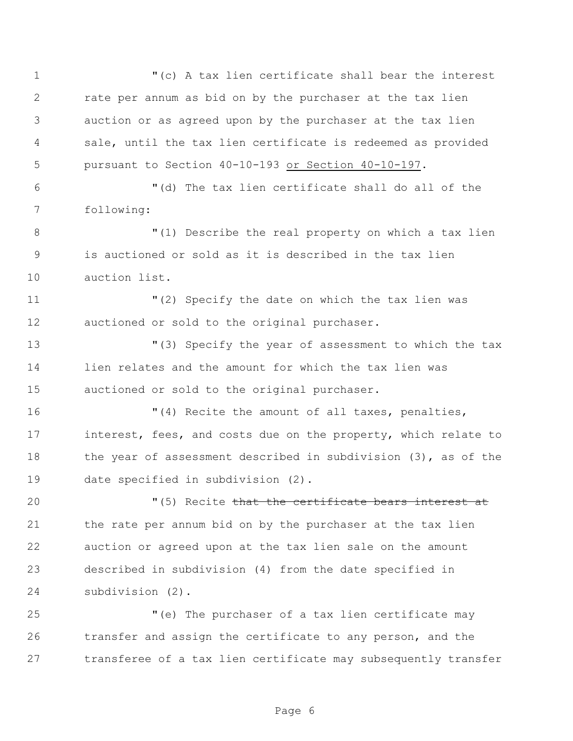"(c) A tax lien certificate shall bear the interest rate per annum as bid on by the purchaser at the tax lien auction or as agreed upon by the purchaser at the tax lien sale, until the tax lien certificate is redeemed as provided pursuant to Section 40-10-193 <u>or Section 40-10-197</u>.

"(d) The tax lien certificate shall do all of the following:

"(1) Describe the real property on which a tax lien is auctioned or sold as it is described in the tax lien auction list.

"(2) Specify the date on which the tax lien was auctioned or sold to the original purchaser.

"(3) Specify the year of assessment to which the tax lien relates and the amount for which the tax lien was auctioned or sold to the original purchaser.

"(4) Recite the amount of all taxes, penalties, interest, fees, and costs due on the property, which relate to the year of assessment described in subdivision (3), as of the date specified in subdivision (2).

"(5) Recite ~~that the certificate bears interest at~~ the rate per annum bid on by the purchaser at the tax lien auction or agreed upon at the tax lien sale on the amount described in subdivision (4) from the date specified in subdivision (2).

"(e) The purchaser of a tax lien certificate may transfer and assign the certificate to any person, and the transferee of a tax lien certificate may subsequently transfer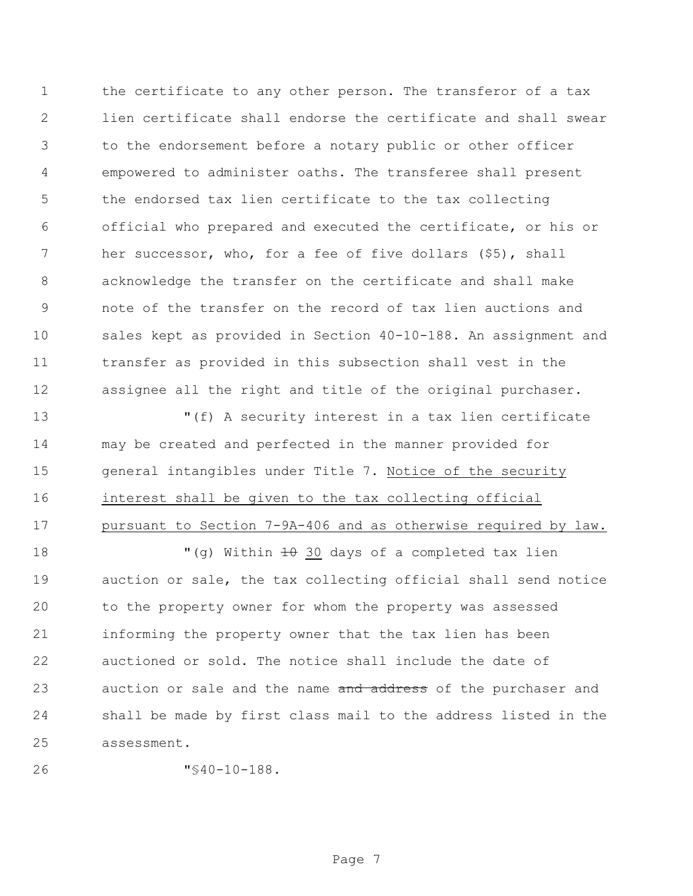the certificate to any other person. The transferor of a tax lien certificate shall endorse the certificate and shall swear to the endorsement before a notary public or other officer empowered to administer oaths. The transferee shall present the endorsed tax lien certificate to the tax collecting official who prepared and executed the certificate, or his or her successor, who, for a fee of five dollars ($5), shall acknowledge the transfer on the certificate and shall make note of the transfer on the record of tax lien auctions and sales kept as provided in Section 40-10-188. An assignment and transfer as provided in this subsection shall vest in the assignee all the right and title of the original purchaser.

"(f) A security interest in a tax lien certificate may be created and perfected in the manner provided for general intangibles under Title 7. <u>Notice of the security interest shall be given to the tax collecting official pursuant to Section 7-9A-406 and as otherwise required by law.</u>

"(g) Within ~~10~~ <u>30</u> days of a completed tax lien auction or sale, the tax collecting official shall send notice to the property owner for whom the property was assessed informing the property owner that the tax lien has been auctioned or sold. The notice shall include the date of auction or sale and the name ~~and address~~ of the purchaser and shall be made by first class mail to the address listed in the assessment.

"§40-10-188.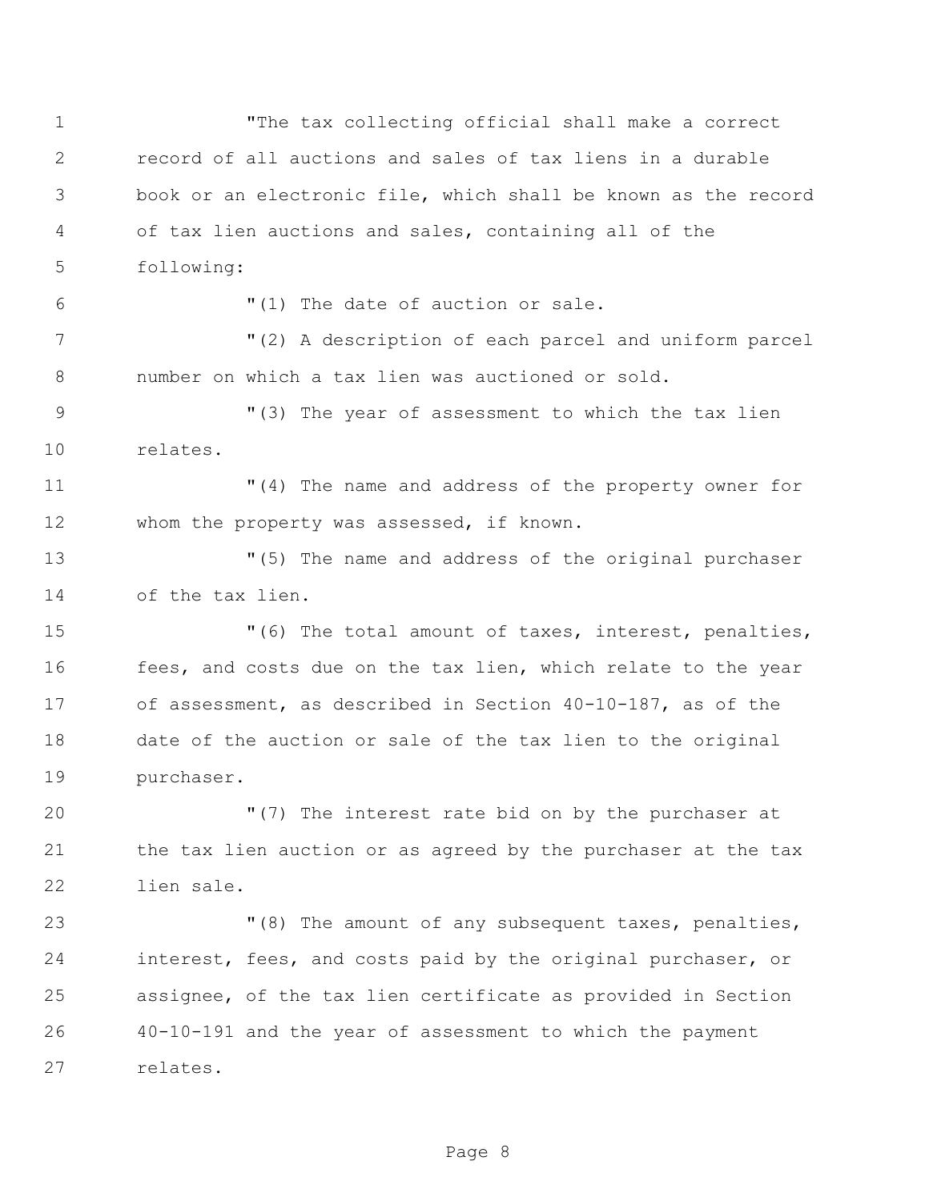"The tax collecting official shall make a correct record of all auctions and sales of tax liens in a durable book or an electronic file, which shall be known as the record of tax lien auctions and sales, containing all of the following:

"(1) The date of auction or sale.

"(2) A description of each parcel and uniform parcel number on which a tax lien was auctioned or sold.

"(3) The year of assessment to which the tax lien relates.

"(4) The name and address of the property owner for whom the property was assessed, if known.

"(5) The name and address of the original purchaser of the tax lien.

"(6) The total amount of taxes, interest, penalties, fees, and costs due on the tax lien, which relate to the year of assessment, as described in Section 40-10-187, as of the date of the auction or sale of the tax lien to the original purchaser.

"(7) The interest rate bid on by the purchaser at the tax lien auction or as agreed by the purchaser at the tax lien sale.

"(8) The amount of any subsequent taxes, penalties, interest, fees, and costs paid by the original purchaser, or assignee, of the tax lien certificate as provided in Section 40-10-191 and the year of assessment to which the payment relates.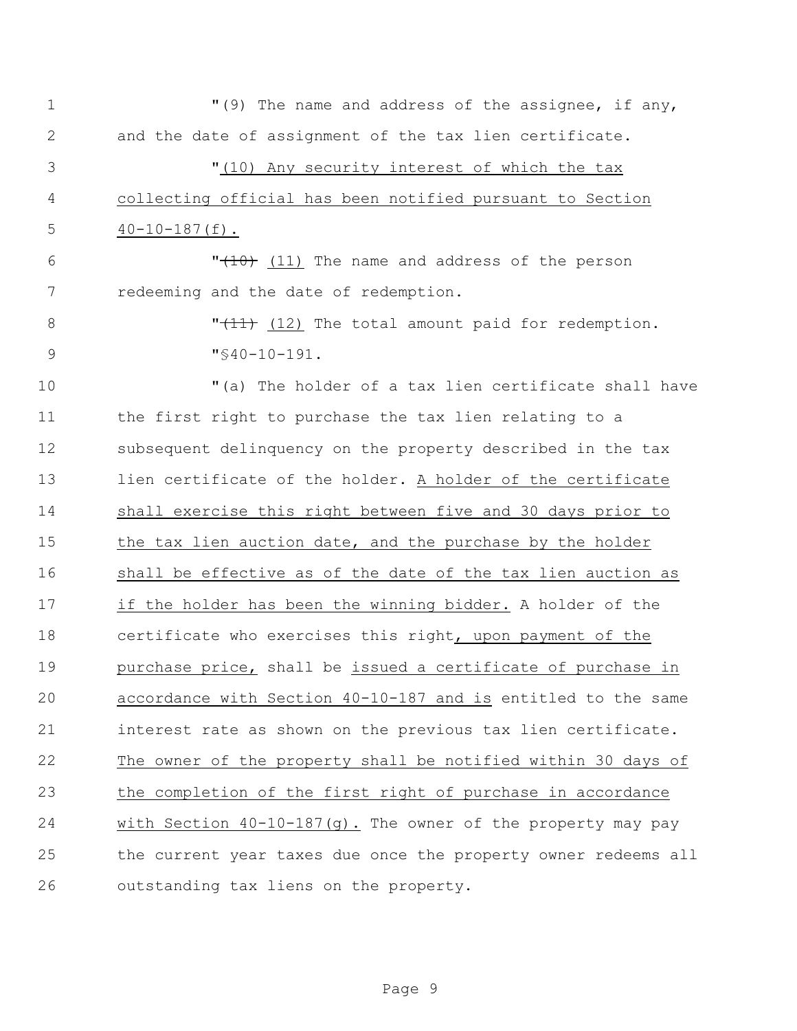"(9) The name and address of the assignee, if any, and the date of assignment of the tax lien certificate.

"<u>(10) Any security interest of which the tax collecting official has been notified pursuant to Section 40-10-187(f).</u>

"~~(10)~~ <u>(11)</u> The name and address of the person redeeming and the date of redemption.

"~~(11)~~ <u>(12)</u> The total amount paid for redemption.

"§40-10-191.

"(a) The holder of a tax lien certificate shall have the first right to purchase the tax lien relating to a subsequent delinquency on the property described in the tax lien certificate of the holder. <u>A holder of the certificate shall exercise this right between five and 30 days prior to the tax lien auction date, and the purchase by the holder shall be effective as of the date of the tax lien auction as if the holder has been the winning bidder.</u> A holder of the certificate who exercises this right<u>, upon payment of the purchase price,</u> shall be <u>issued a certificate of purchase in accordance with Section 40-10-187 and is</u> entitled to the same interest rate as shown on the previous tax lien certificate. <u>The owner of the property shall be notified within 30 days of the completion of the first right of purchase in accordance with Section 40-10-187(g).</u> The owner of the property may pay the current year taxes due once the property owner redeems all outstanding tax liens on the property.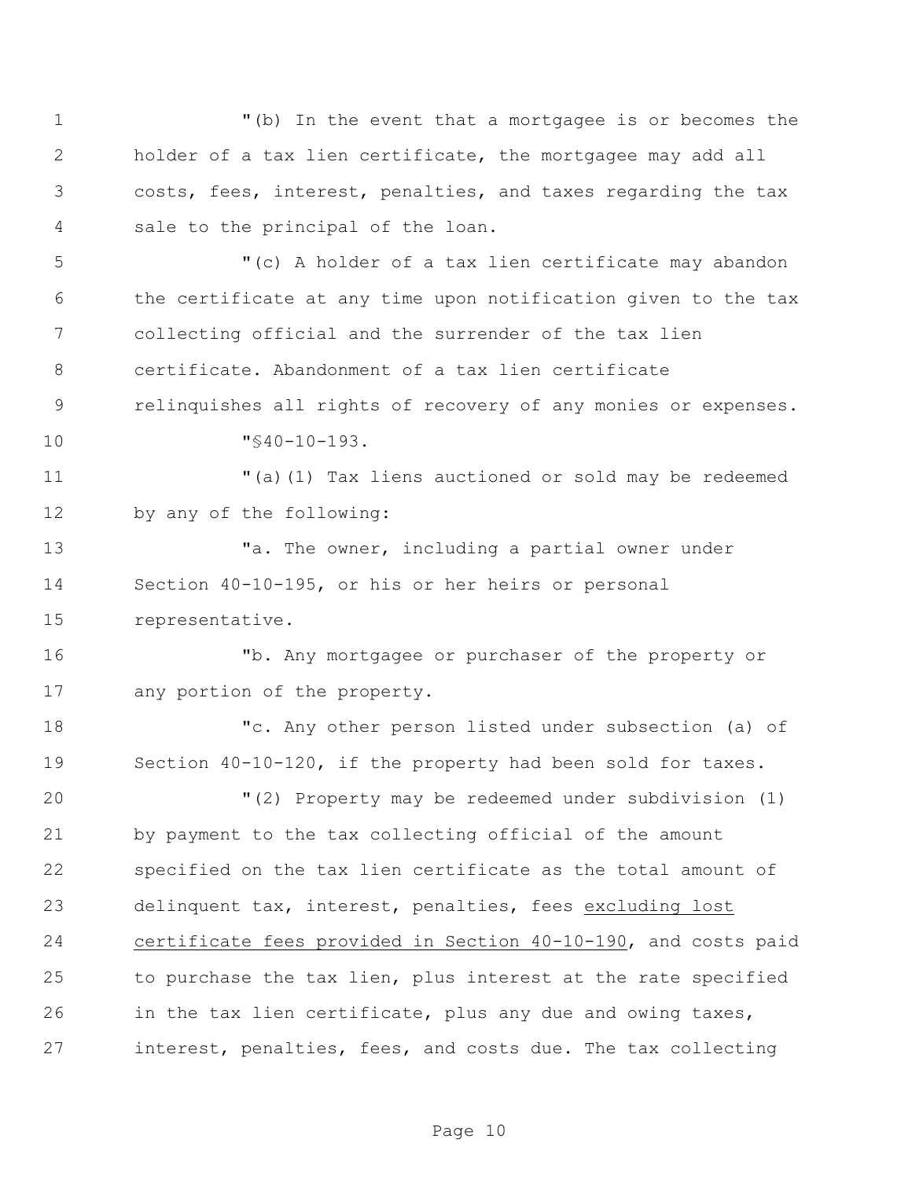"(b) In the event that a mortgagee is or becomes the holder of a tax lien certificate, the mortgagee may add all costs, fees, interest, penalties, and taxes regarding the tax sale to the principal of the loan.

"(c) A holder of a tax lien certificate may abandon the certificate at any time upon notification given to the tax collecting official and the surrender of the tax lien certificate. Abandonment of a tax lien certificate relinquishes all rights of recovery of any monies or expenses.

"§40-10-193.

"(a)(1) Tax liens auctioned or sold may be redeemed by any of the following:

"a. The owner, including a partial owner under Section 40-10-195, or his or her heirs or personal representative.

"b. Any mortgagee or purchaser of the property or any portion of the property.

"c. Any other person listed under subsection (a) of Section 40-10-120, if the property had been sold for taxes.

"(2) Property may be redeemed under subdivision (1) by payment to the tax collecting official of the amount specified on the tax lien certificate as the total amount of delinquent tax, interest, penalties, fees <u>excluding lost certificate fees provided in Section 40-10-190</u>, and costs paid to purchase the tax lien, plus interest at the rate specified in the tax lien certificate, plus any due and owing taxes, interest, penalties, fees, and costs due. The tax collecting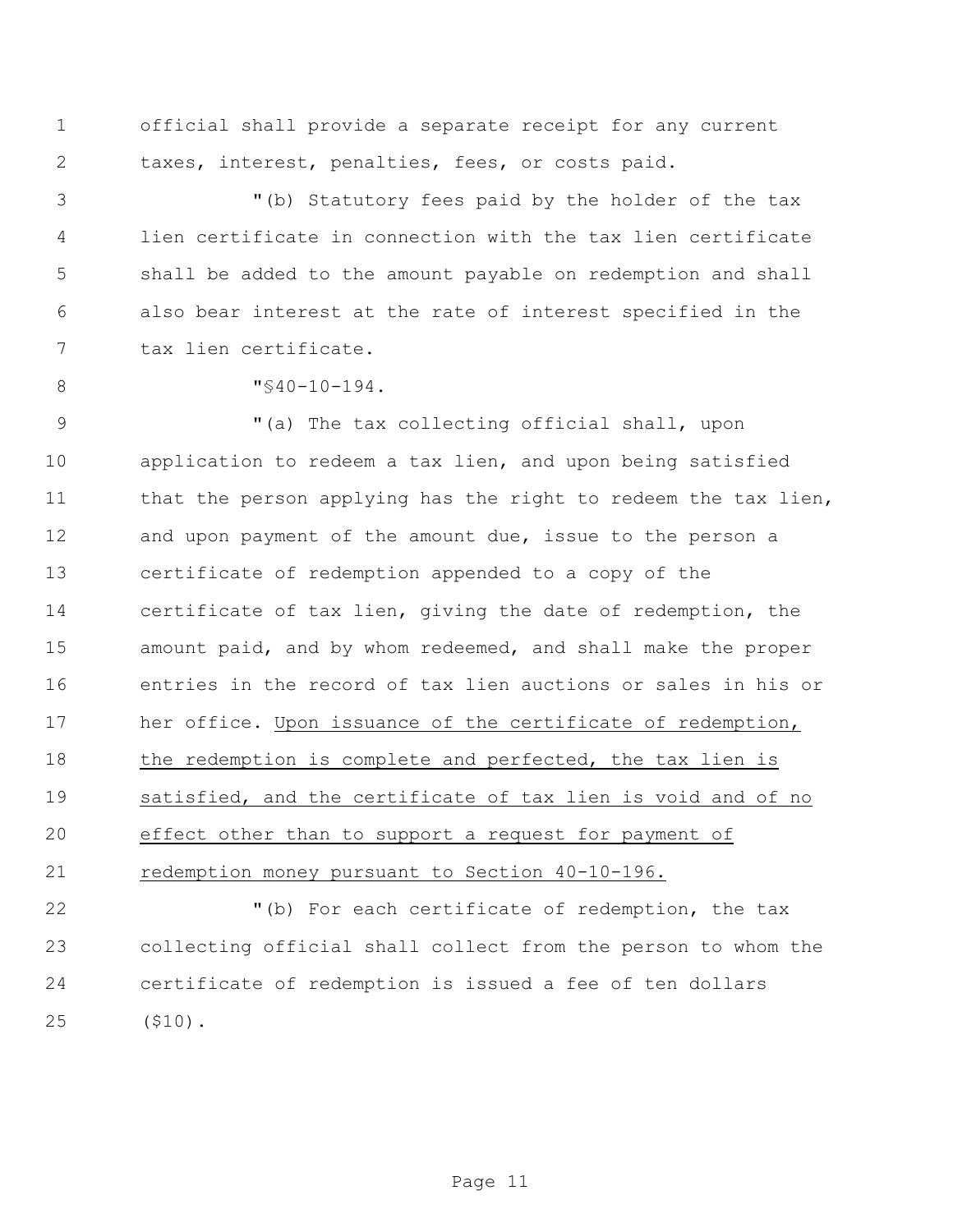official shall provide a separate receipt for any current taxes, interest, penalties, fees, or costs paid.

"(b) Statutory fees paid by the holder of the tax lien certificate in connection with the tax lien certificate shall be added to the amount payable on redemption and shall also bear interest at the rate of interest specified in the tax lien certificate.

"§40-10-194.

"(a) The tax collecting official shall, upon application to redeem a tax lien, and upon being satisfied that the person applying has the right to redeem the tax lien, and upon payment of the amount due, issue to the person a certificate of redemption appended to a copy of the certificate of tax lien, giving the date of redemption, the amount paid, and by whom redeemed, and shall make the proper entries in the record of tax lien auctions or sales in his or her office. <u>Upon issuance of the certificate of redemption, the redemption is complete and perfected, the tax lien is satisfied, and the certificate of tax lien is void and of no effect other than to support a request for payment of redemption money pursuant to Section 40-10-196.</u>

"(b) For each certificate of redemption, the tax collecting official shall collect from the person to whom the certificate of redemption is issued a fee of ten dollars ($10).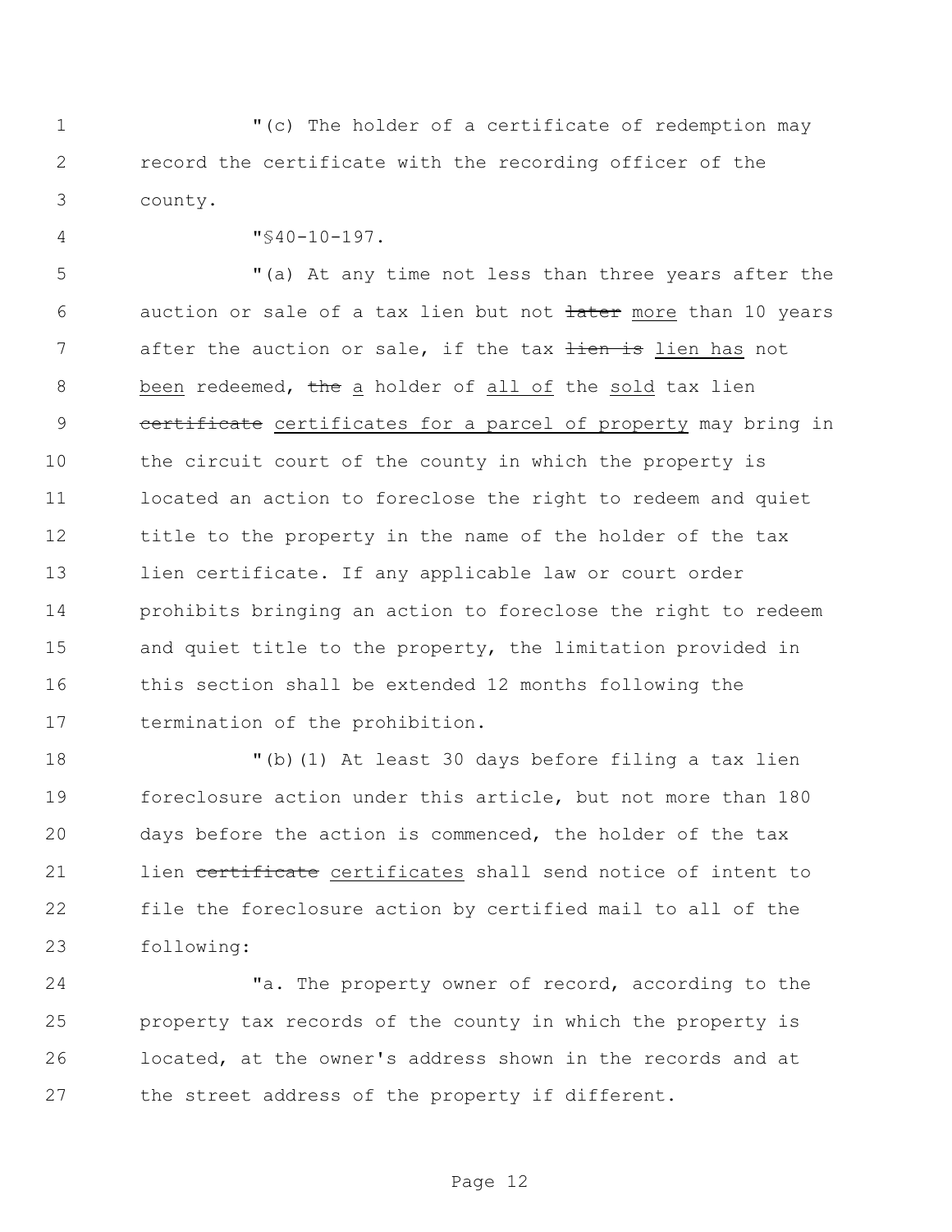"(c) The holder of a certificate of redemption may record the certificate with the recording officer of the county.

"§40-10-197.

"(a) At any time not less than three years after the auction or sale of a tax lien but not ~~later~~ more than 10 years after the auction or sale, if the tax ~~lien is~~ lien has not been redeemed, ~~the~~ a holder of all of the sold tax lien ~~certificate~~ certificates for a parcel of property may bring in the circuit court of the county in which the property is located an action to foreclose the right to redeem and quiet title to the property in the name of the holder of the tax lien certificate. If any applicable law or court order prohibits bringing an action to foreclose the right to redeem and quiet title to the property, the limitation provided in this section shall be extended 12 months following the termination of the prohibition.

"(b)(1) At least 30 days before filing a tax lien foreclosure action under this article, but not more than 180 days before the action is commenced, the holder of the tax lien ~~certificate~~ certificates shall send notice of intent to file the foreclosure action by certified mail to all of the following:

"a. The property owner of record, according to the property tax records of the county in which the property is located, at the owner's address shown in the records and at the street address of the property if different.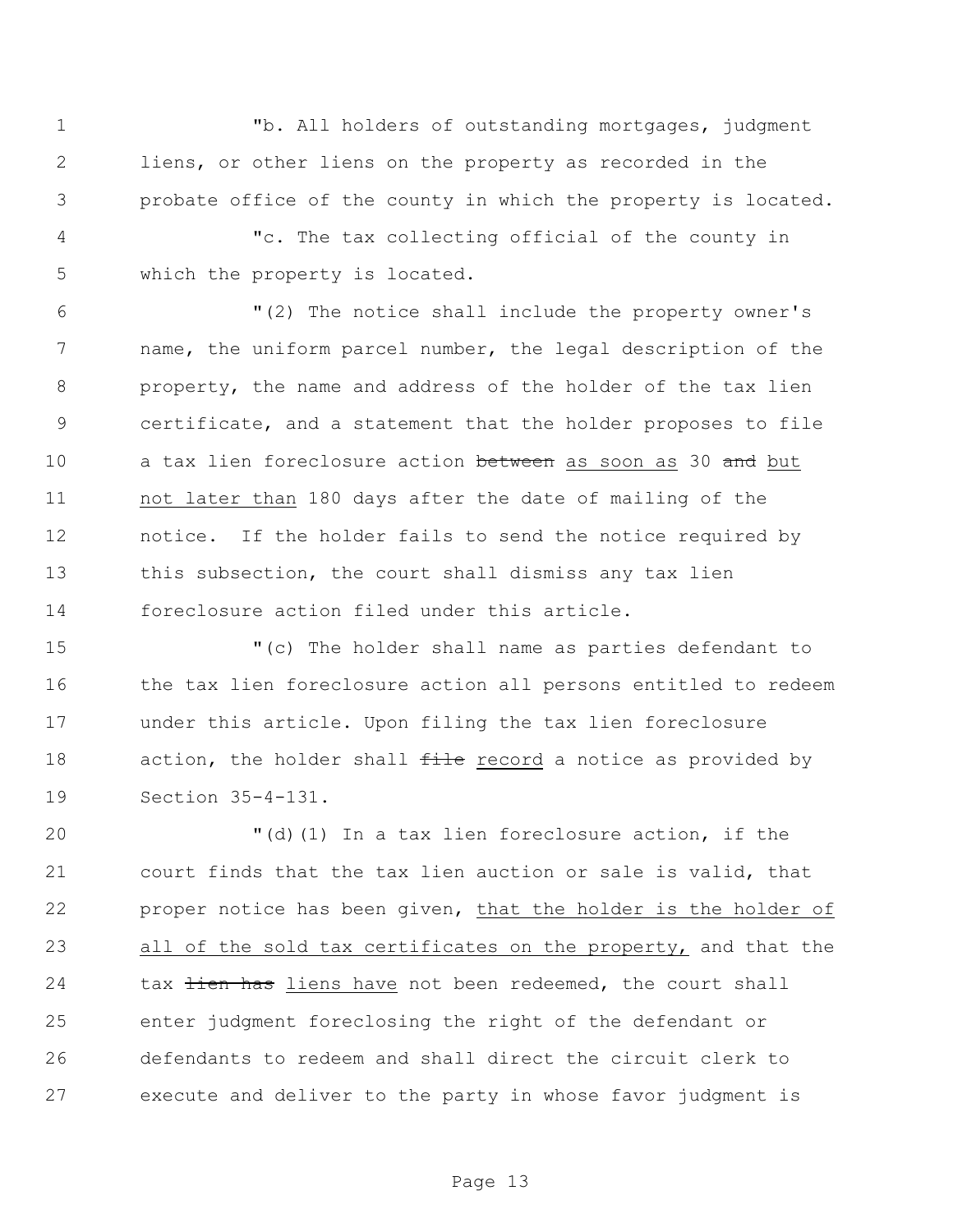"b. All holders of outstanding mortgages, judgment liens, or other liens on the property as recorded in the probate office of the county in which the property is located.

"c. The tax collecting official of the county in which the property is located.

"(2) The notice shall include the property owner's name, the uniform parcel number, the legal description of the property, the name and address of the holder of the tax lien certificate, and a statement that the holder proposes to file a tax lien foreclosure action ~~between~~ <u>as soon as</u> 30 ~~and~~ <u>but not later than</u> 180 days after the date of mailing of the notice. If the holder fails to send the notice required by this subsection, the court shall dismiss any tax lien foreclosure action filed under this article.

"(c) The holder shall name as parties defendant to the tax lien foreclosure action all persons entitled to redeem under this article. Upon filing the tax lien foreclosure action, the holder shall ~~file~~ <u>record</u> a notice as provided by Section 35-4-131.

"(d)(1) In a tax lien foreclosure action, if the court finds that the tax lien auction or sale is valid, that proper notice has been given, <u>that the holder is the holder of all of the sold tax certificates on the property,</u> and that the tax ~~lien has~~ <u>liens have</u> not been redeemed, the court shall enter judgment foreclosing the right of the defendant or defendants to redeem and shall direct the circuit clerk to execute and deliver to the party in whose favor judgment is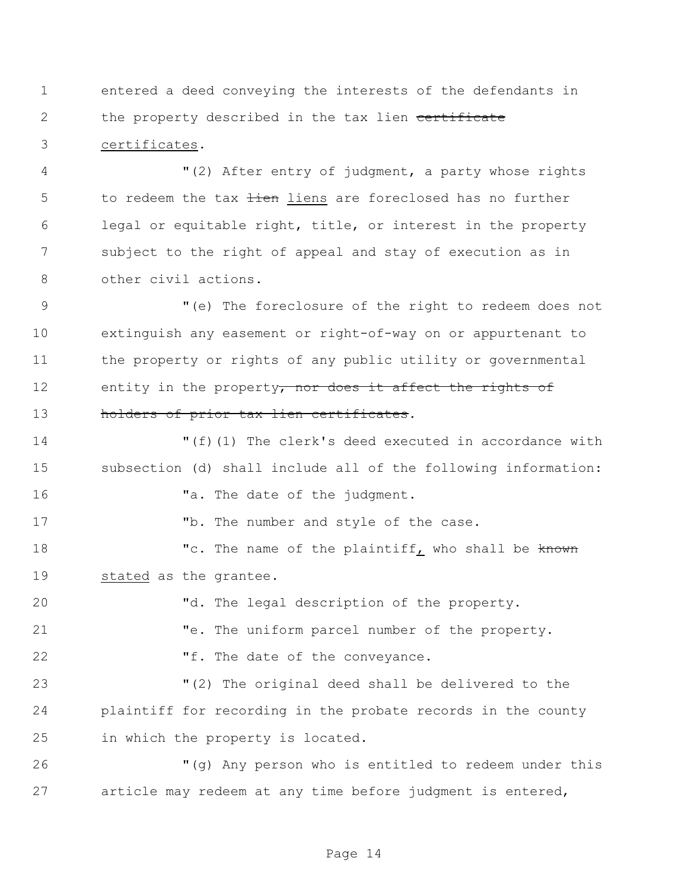entered a deed conveying the interests of the defendants in the property described in the tax lien ~~certificate~~ <u>certificates</u>.

"(2) After entry of judgment, a party whose rights to redeem the tax ~~lien~~ <u>liens</u> are foreclosed has no further legal or equitable right, title, or interest in the property subject to the right of appeal and stay of execution as in other civil actions.

"(e) The foreclosure of the right to redeem does not extinguish any easement or right-of-way on or appurtenant to the property or rights of any public utility or governmental entity in the property~~, nor does it affect the rights of holders of prior tax lien certificates~~.

"(f)(1) The clerk's deed executed in accordance with subsection (d) shall include all of the following information:

"a. The date of the judgment.

"b. The number and style of the case.

"c. The name of the plaintiff<u>,</u> who shall be ~~known~~ <u>stated</u> as the grantee.

"d. The legal description of the property.

"e. The uniform parcel number of the property.

"f. The date of the conveyance.

"(2) The original deed shall be delivered to the plaintiff for recording in the probate records in the county in which the property is located.

"(g) Any person who is entitled to redeem under this article may redeem at any time before judgment is entered,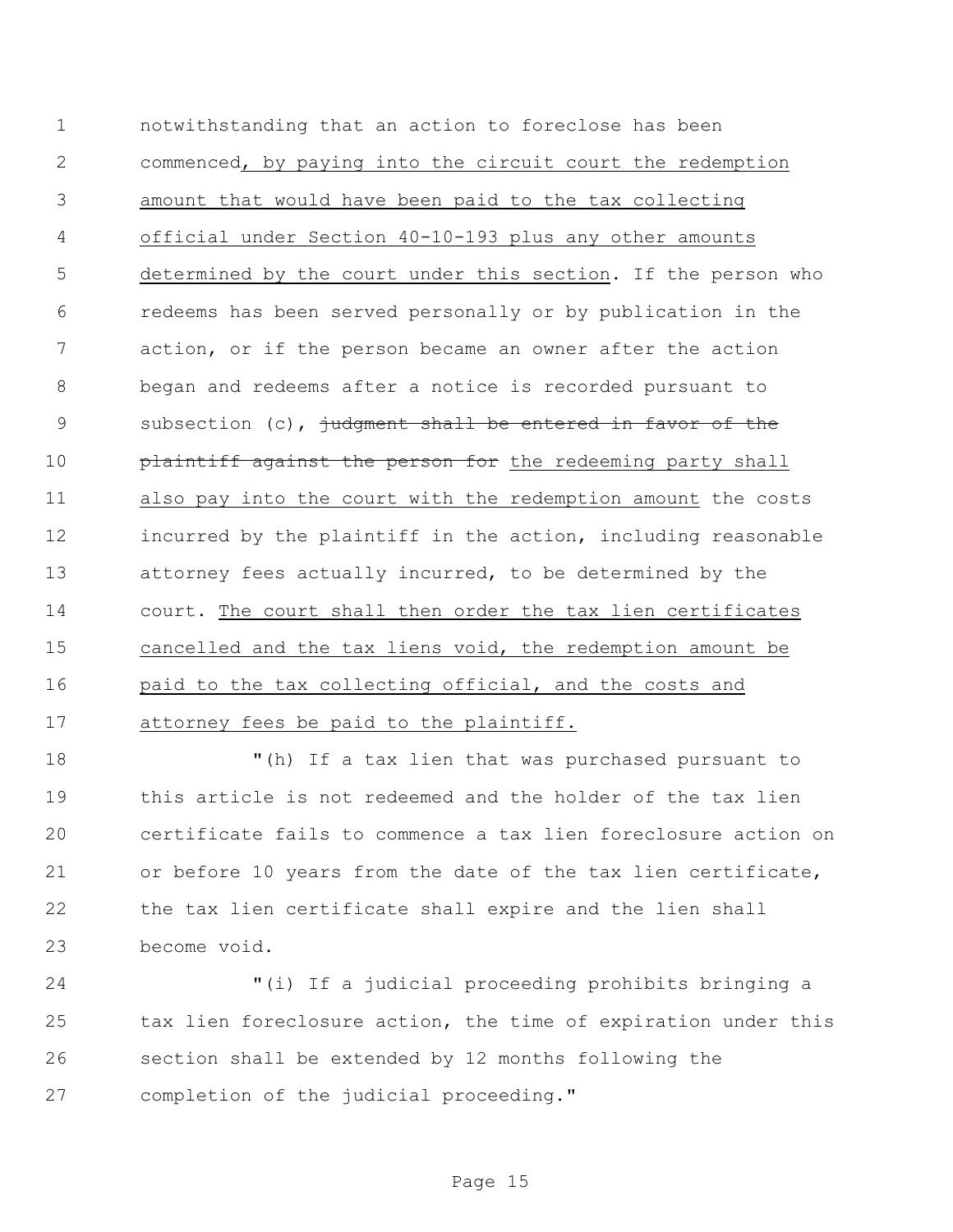notwithstanding that an action to foreclose has been commenced<u>, by paying into the circuit court the redemption amount that would have been paid to the tax collecting official under Section 40-10-193 plus any other amounts determined by the court under this section</u>. If the person who redeems has been served personally or by publication in the action, or if the person became an owner after the action began and redeems after a notice is recorded pursuant to subsection (c), ~~judgment shall be entered in favor of the plaintiff against the person for~~ <u>the redeeming party shall also pay into the court with the redemption amount</u> the costs incurred by the plaintiff in the action, including reasonable attorney fees actually incurred, to be determined by the court. <u>The court shall then order the tax lien certificates cancelled and the tax liens void, the redemption amount be paid to the tax collecting official, and the costs and attorney fees be paid to the plaintiff.</u>

"(h) If a tax lien that was purchased pursuant to this article is not redeemed and the holder of the tax lien certificate fails to commence a tax lien foreclosure action on or before 10 years from the date of the tax lien certificate, the tax lien certificate shall expire and the lien shall become void.

"(i) If a judicial proceeding prohibits bringing a tax lien foreclosure action, the time of expiration under this section shall be extended by 12 months following the completion of the judicial proceeding."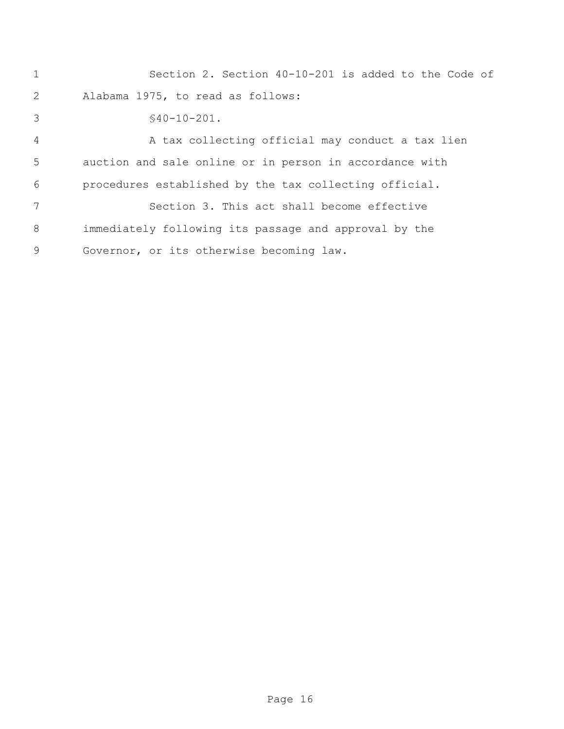Section 2. Section 40-10-201 is added to the Code of Alabama 1975, to read as follows:

§40-10-201.

A tax collecting official may conduct a tax lien auction and sale online or in person in accordance with procedures established by the tax collecting official.

Section 3. This act shall become effective immediately following its passage and approval by the Governor, or its otherwise becoming law.